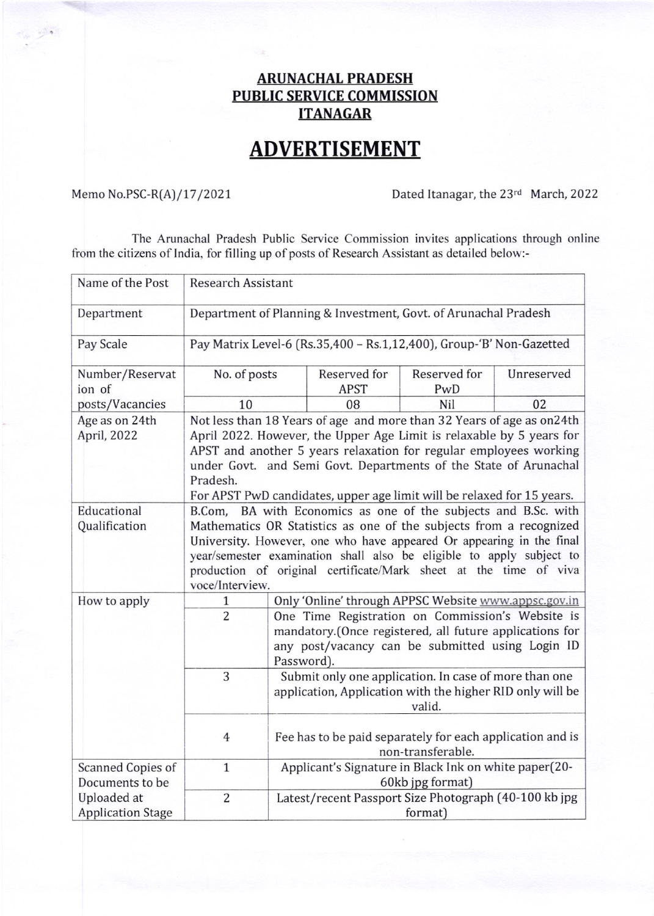# ARUNACHAL PRADESH
# PUBLIC SERVICE COMMISSION
# ITANAGAR

## ADVERTISEMENT

Memo No.PSC-R(A)/17/2021 Dated Itanagar, the 23rd March, 2022

The Arunachal Pradesh Public Service Commission invites applications through online from the citizens of India, for filling up of posts of Research Assistant as detailed below:-

| | | | | |
|---|---|---|---|---|
| Name of the Post | Research Assistant | | | |
| Department | Department of Planning & Investment, Govt. of Arunachal Pradesh | | | |
| Pay Scale | Pay Matrix Level-6 (Rs.35,400 – Rs.1,12,400), Group-'B' Non-Gazetted | | | |
| Number/Reservation of posts/Vacancies | No. of posts | Reserved for APST | Reserved for PwD | Unreserved |
| | 10 | 08 | Nil | 02 |
| Age as on 24th April, 2022 | Not less than 18 Years of age and more than 32 Years of age as on24th April 2022. However, the Upper Age Limit is relaxable by 5 years for APST and another 5 years relaxation for regular employees working under Govt. and Semi Govt. Departments of the State of Arunachal Pradesh. For APST PwD candidates, upper age limit will be relaxed for 15 years. | | | |
| Educational Qualification | B.Com, BA with Economics as one of the subjects and B.Sc. with Mathematics OR Statistics as one of the subjects from a recognized University. However, one who have appeared Or appearing in the final year/semester examination shall also be eligible to apply subject to production of original certificate/Mark sheet at the time of viva voce/Interview. | | | |
| How to apply | 1 | Only 'Online' through APPSC Website www.appsc.gov.in | | |
| | 2 | One Time Registration on Commission's Website is mandatory.(Once registered, all future applications for any post/vacancy can be submitted using Login ID Password). | | |
| | 3 | Submit only one application. In case of more than one application, Application with the higher RID only will be valid. | | |
| | 4 | Fee has to be paid separately for each application and is non-transferable. | | |
| Scanned Copies of Documents to be Uploaded at Application Stage | 1 | Applicant's Signature in Black Ink on white paper(20-60kb jpg format) | | |
| | 2 | Latest/recent Passport Size Photograph (40-100 kb jpg format) | | |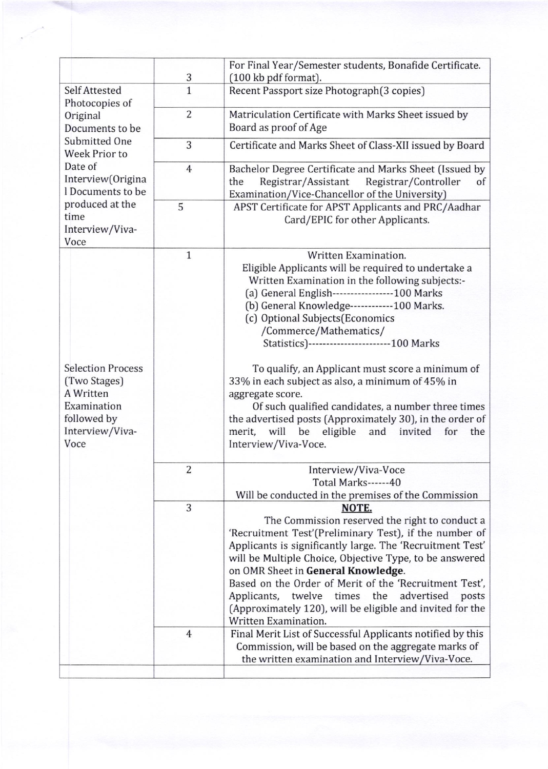| | | |
|---|---|---|
| | 3 | For Final Year/Semester students, Bonafide Certificate. (100 kb pdf format). |
| Self Attested Photocopies of Original Documents to be Submitted One Week Prior to Date of Interview(Original Documents to be produced at the time Interview/Viva-Voce | 1 | Recent Passport size Photograph(3 copies) |
| | 2 | Matriculation Certificate with Marks Sheet issued by Board as proof of Age |
| | 3 | Certificate and Marks Sheet of Class-XII issued by Board |
| | 4 | Bachelor Degree Certificate and Marks Sheet (Issued by the Registrar/Assistant Registrar/Controller of Examination/Vice-Chancellor of the University) |
| | 5 | APST Certificate for APST Applicants and PRC/Aadhar Card/EPIC for other Applicants. |
| Selection Process (Two Stages) A Written Examination followed by Interview/Viva-Voce | 1 | Written Examination.<br>Eligible Applicants will be required to undertake a Written Examination in the following subjects:-<br>(a) General English----------------100 Marks<br>(b) General Knowledge-----------100 Marks.<br>(c) Optional Subjects(Economics /Commerce/Mathematics/ Statistics)----------------------100 Marks<br><br>To qualify, an Applicant must score a minimum of 33% in each subject as also, a minimum of 45% in aggregate score.<br>Of such qualified candidates, a number three times the advertised posts (Approximately 30), in the order of merit, will be eligible and invited for the Interview/Viva-Voce. |
| | 2 | Interview/Viva-Voce<br>Total Marks------40<br>Will be conducted in the premises of the Commission |
| | 3 | **NOTE.**<br>The Commission reserved the right to conduct a 'Recruitment Test'(Preliminary Test), if the number of Applicants is significantly large. The 'Recruitment Test' will be Multiple Choice, Objective Type, to be answered on OMR Sheet in **General Knowledge**.<br>Based on the Order of Merit of the 'Recruitment Test', Applicants, twelve times the advertised posts (Approximately 120), will be eligible and invited for the Written Examination. |
| | 4 | Final Merit List of Successful Applicants notified by this Commission, will be based on the aggregate marks of the written examination and Interview/Viva-Voce. |
| | | |